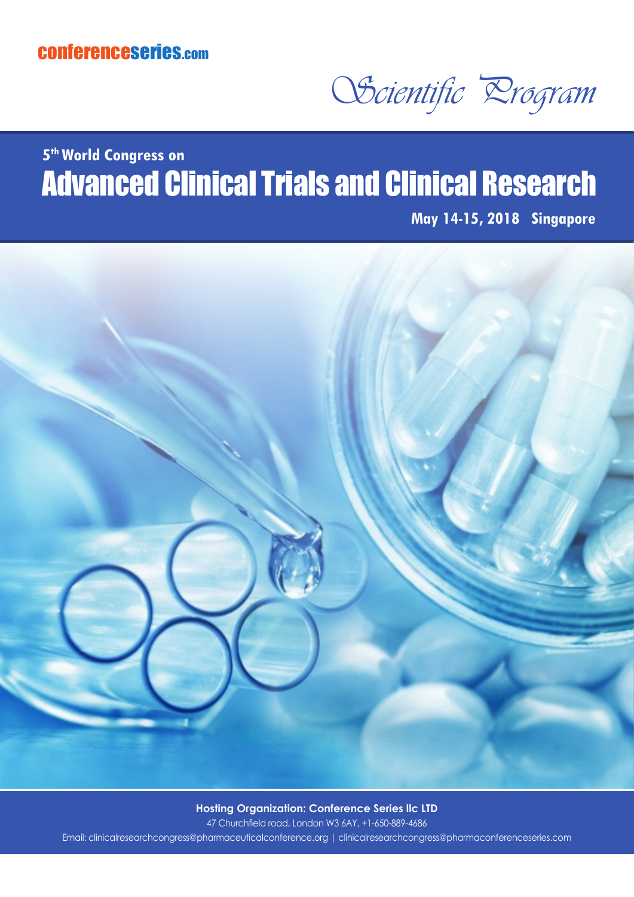conferenceseries.com

*Scientific Program*

## 5th World Congress on

# Advanced Clinical Trials and Clinical Research

**May 14-15, 2018 Singapore**

**Hosting Organization: Conference Series llc LTD**

47 Churchfield road, London W3 6AY, +1-650-889-4686

Email: clinicalresearchcongress@pharmaceuticalconference.org | clinicalresearchcongress@pharmaconferenceseries.com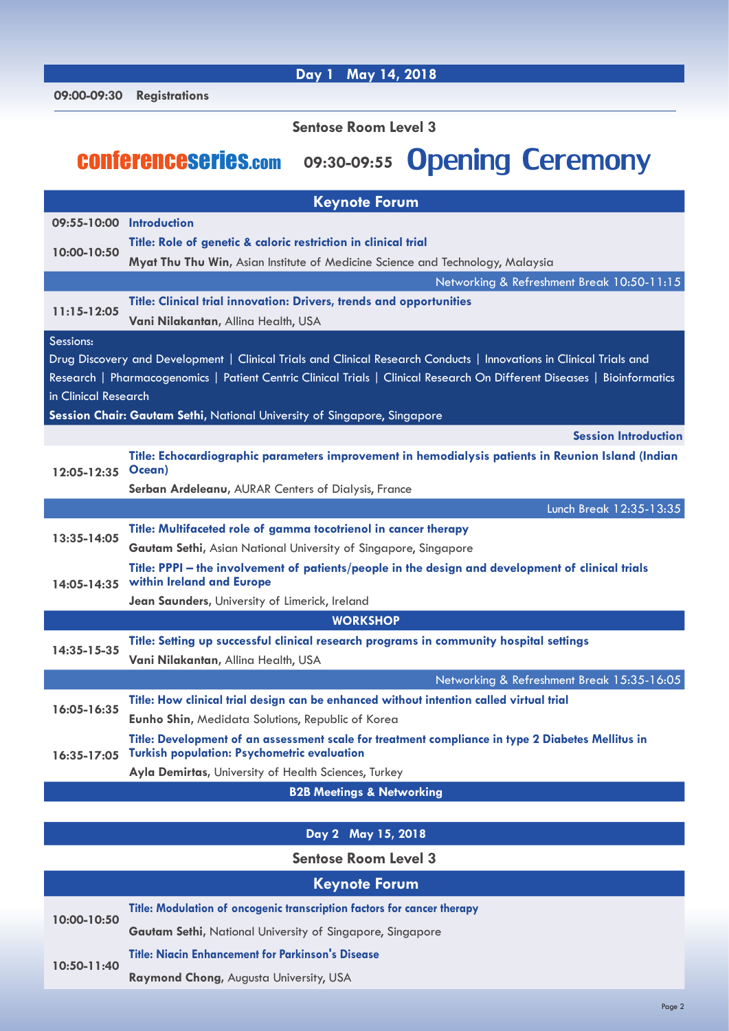## Day 1 May 14, 2018

**09:00-09:30 Registrations**

**Sentose Room Level 3**

**conferenceseries.com** **09:30-09:55 Opening Ceremony**

### Keynote Forum

**09:55-10:00 Introduction**

**10:00-10:50**
**Title: Role of genetic & caloric restriction in clinical trial**
**Myat Thu Thu Win,** Asian Institute of Medicine Science and Technology, Malaysia

Networking & Refreshment Break 10:50-11:15

**11:15-12:05**
**Title: Clinical trial innovation: Drivers, trends and opportunities**
**Vani Nilakantan,** Allina Health, USA

Sessions:
Drug Discovery and Development | Clinical Trials and Clinical Research Conducts | Innovations in Clinical Trials and Research | Pharmacogenomics | Patient Centric Clinical Trials | Clinical Research On Different Diseases | Bioinformatics in Clinical Research

**Session Chair: Gautam Sethi,** National University of Singapore, Singapore

**Session Introduction**

**12:05-12:35**
**Title: Echocardiographic parameters improvement in hemodialysis patients in Reunion Island (Indian Ocean)**
**Serban Ardeleanu,** AURAR Centers of Dialysis, France

Lunch Break 12:35-13:35

**13:35-14:05**
**Title: Multifaceted role of gamma tocotrienol in cancer therapy**
**Gautam Sethi,** Asian National University of Singapore, Singapore

**14:05-14:35**
**Title: PPPI – the involvement of patients/people in the design and development of clinical trials within Ireland and Europe**
**Jean Saunders,** University of Limerick, Ireland

### WORKSHOP

**14:35-15-35**
**Title: Setting up successful clinical research programs in community hospital settings**
**Vani Nilakantan,** Allina Health, USA

Networking & Refreshment Break 15:35-16:05

**16:05-16:35**
**Title: How clinical trial design can be enhanced without intention called virtual trial**
**Eunho Shin,** Medidata Solutions, Republic of Korea

**16:35-17:05**
**Title: Development of an assessment scale for treatment compliance in type 2 Diabetes Mellitus in Turkish population: Psychometric evaluation**
**Ayla Demirtas,** University of Health Sciences, Turkey

**B2B Meetings & Networking**

## Day 2 May 15, 2018

**Sentose Room Level 3**

### Keynote Forum

**10:00-10:50**
**Title: Modulation of oncogenic transcription factors for cancer therapy**
**Gautam Sethi,** National University of Singapore, Singapore

**10:50-11:40**
**Title: Niacin Enhancement for Parkinson's Disease**
**Raymond Chong,** Augusta University, USA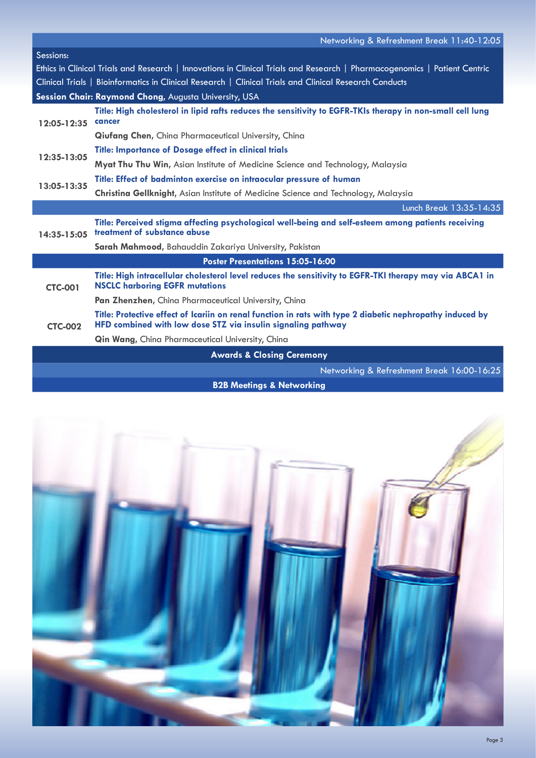| | |
|---|---|
| | Networking & Refreshment Break 11:40-12:05 |
| Sessions: Ethics in Clinical Trials and Research \| Innovations in Clinical Trials and Research \| Pharmacogenomics \| Patient Centric Clinical Trials \| Bioinformatics in Clinical Research \| Clinical Trials and Clinical Research Conducts | |
| **Session Chair: Raymond Chong,** Augusta University, USA | |
| **12:05-12:35** | **Title: High cholesterol in lipid rafts reduces the sensitivity to EGFR-TKIs therapy in non-small cell lung cancer**<br>**Qiufang Chen,** China Pharmaceutical University, China |
| **12:35-13:05** | **Title: Importance of Dosage effect in clinical trials**<br>**Myat Thu Thu Win,** Asian Institute of Medicine Science and Technology, Malaysia |
| **13:05-13:35** | **Title: Effect of badminton exercise on intraocular pressure of human**<br>**Christina Gellknight,** Asian Institute of Medicine Science and Technology, Malaysia |
| | Lunch Break 13:35-14:35 |
| **14:35-15:05** | **Title: Perceived stigma affecting psychological well-being and self-esteem among patients receiving treatment of substance abuse**<br>**Sarah Mahmood,** Bahauddin Zakariya University, Pakistan |
| | **Poster Presentations 15:05-16:00** |
| **CTC-001** | **Title: High intracellular cholesterol level reduces the sensitivity to EGFR-TKI therapy may via ABCA1 in NSCLC harboring EGFR mutations**<br>**Pan Zhenzhen,** China Pharmaceutical University, China |
| **CTC-002** | **Title: Protective effect of Icariin on renal function in rats with type 2 diabetic nephropathy induced by HFD combined with low dose STZ via insulin signaling pathway**<br>**Qin Wang,** China Pharmaceutical University, China |
| | **Awards & Closing Ceremony** |
| | Networking & Refreshment Break 16:00-16:25 |
| | **B2B Meetings & Networking** |